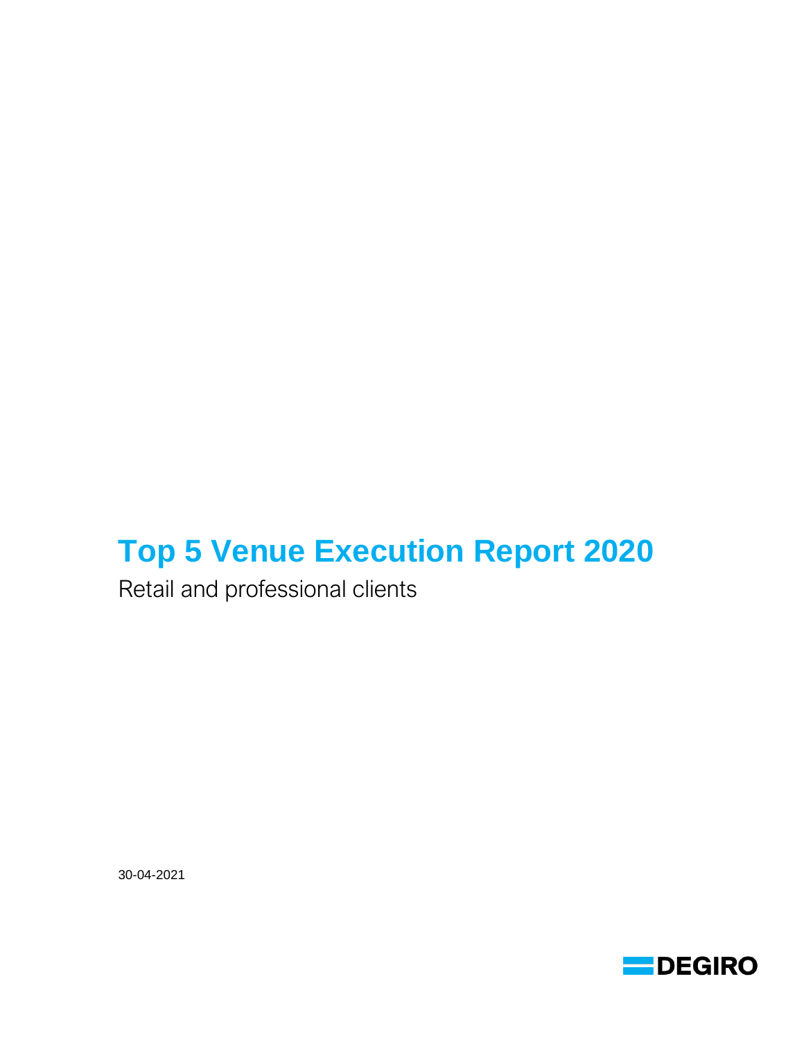# Top 5 Venue Execution Report 2020

Retail and professional clients

30-04-2021

DEGIRO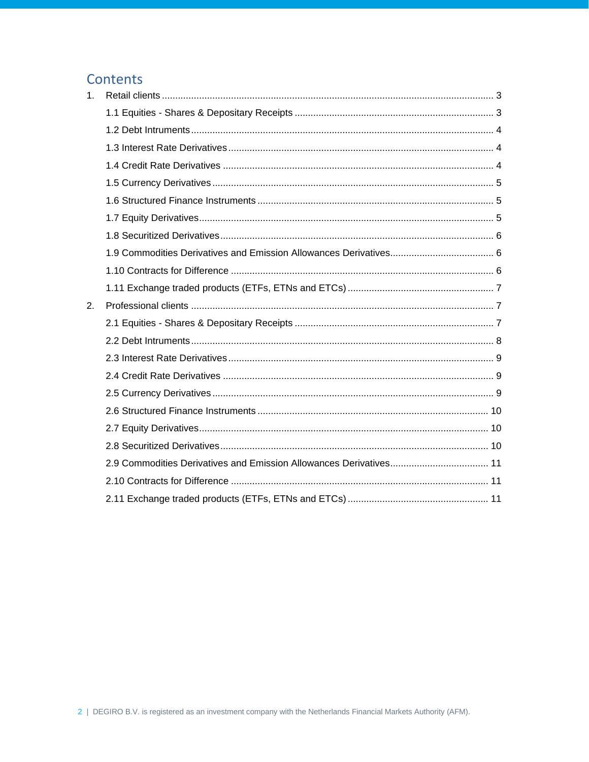# Contents

1. Retail clients ........................................................................................................................ 3
   - 1.1 Equities - Shares & Depositary Receipts ........................................................................ 3
   - 1.2 Debt Intruments ............................................................................................................. 4
   - 1.3 Interest Rate Derivatives ................................................................................................ 4
   - 1.4 Credit Rate Derivatives .................................................................................................. 4
   - 1.5 Currency Derivatives ...................................................................................................... 5
   - 1.6 Structured Finance Instruments ..................................................................................... 5
   - 1.7 Equity Derivatives .......................................................................................................... 5
   - 1.8 Securitized Derivatives .................................................................................................. 6
   - 1.9 Commodities Derivatives and Emission Allowances Derivatives ..................................... 6
   - 1.10 Contracts for Difference ............................................................................................... 6
   - 1.11 Exchange traded products (ETFs, ETNs and ETCs) ....................................................... 7
2. Professional clients ............................................................................................................... 7
   - 2.1 Equities - Shares & Depositary Receipts ........................................................................ 7
   - 2.2 Debt Intruments ............................................................................................................. 8
   - 2.3 Interest Rate Derivatives ................................................................................................ 9
   - 2.4 Credit Rate Derivatives .................................................................................................. 9
   - 2.5 Currency Derivatives ...................................................................................................... 9
   - 2.6 Structured Finance Instruments ..................................................................................... 10
   - 2.7 Equity Derivatives .......................................................................................................... 10
   - 2.8 Securitized Derivatives .................................................................................................. 10
   - 2.9 Commodities Derivatives and Emission Allowances Derivatives ..................................... 11
   - 2.10 Contracts for Difference ............................................................................................... 11
   - 2.11 Exchange traded products (ETFs, ETNs and ETCs) ....................................................... 11

DEGIRO B.V. is registered as an investment company with the Netherlands Financial Markets Authority (AFM).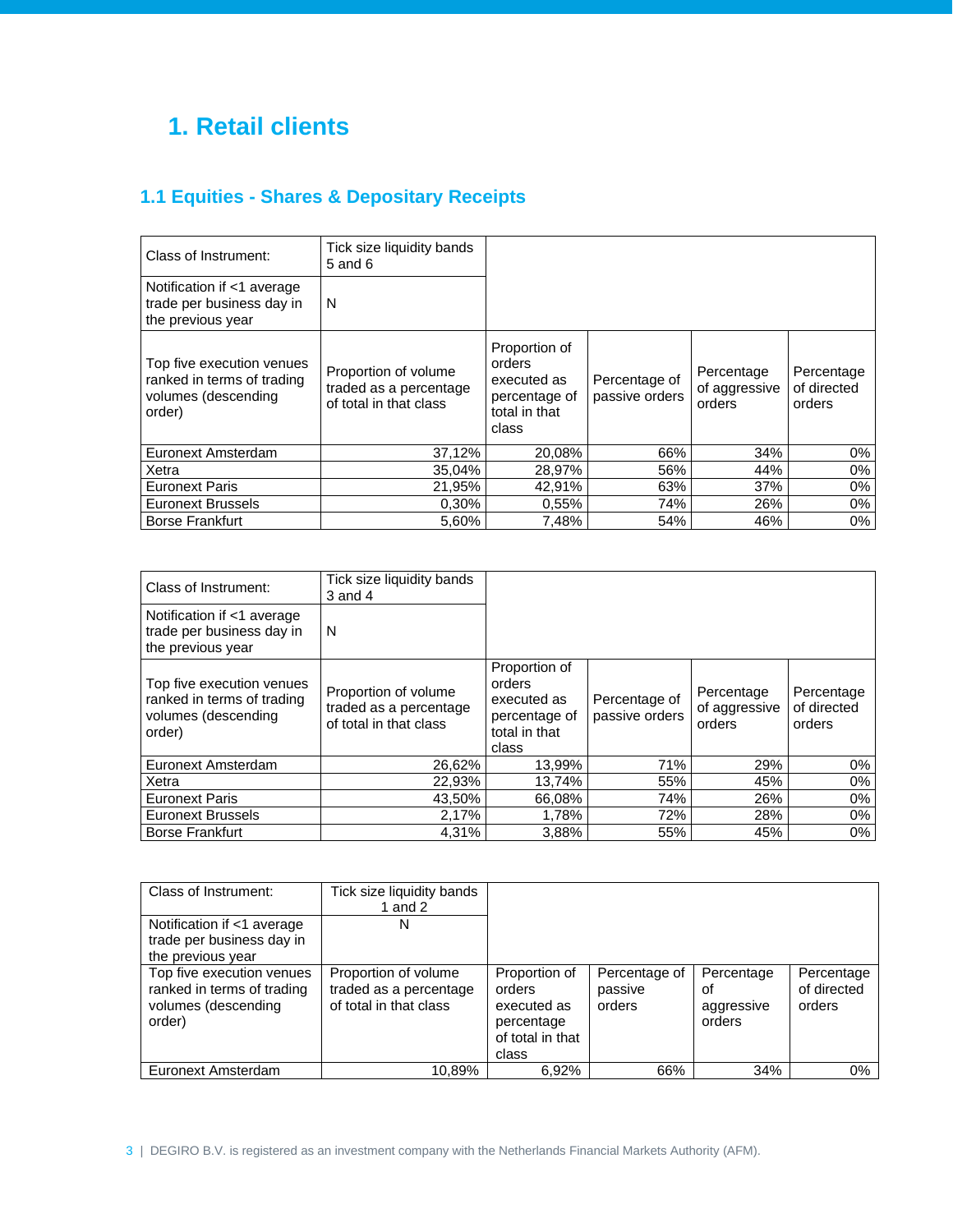# 1. Retail clients

## 1.1 Equities - Shares & Depositary Receipts

| Class of Instrument: | Tick size liquidity bands 5 and 6 | | | | |
|---|---|---|---|---|---|
| Notification if <1 average trade per business day in the previous year | N | | | | |
| Top five execution venues ranked in terms of trading volumes (descending order) | Proportion of volume traded as a percentage of total in that class | Proportion of orders executed as percentage of total in that class | Percentage of passive orders | Percentage of aggressive orders | Percentage of directed orders |
| Euronext Amsterdam | 37,12% | 20,08% | 66% | 34% | 0% |
| Xetra | 35,04% | 28,97% | 56% | 44% | 0% |
| Euronext Paris | 21,95% | 42,91% | 63% | 37% | 0% |
| Euronext Brussels | 0,30% | 0,55% | 74% | 26% | 0% |
| Borse Frankfurt | 5,60% | 7,48% | 54% | 46% | 0% |

| Class of Instrument: | Tick size liquidity bands 3 and 4 | | | | |
|---|---|---|---|---|---|
| Notification if <1 average trade per business day in the previous year | N | | | | |
| Top five execution venues ranked in terms of trading volumes (descending order) | Proportion of volume traded as a percentage of total in that class | Proportion of orders executed as percentage of total in that class | Percentage of passive orders | Percentage of aggressive orders | Percentage of directed orders |
| Euronext Amsterdam | 26,62% | 13,99% | 71% | 29% | 0% |
| Xetra | 22,93% | 13,74% | 55% | 45% | 0% |
| Euronext Paris | 43,50% | 66,08% | 74% | 26% | 0% |
| Euronext Brussels | 2,17% | 1,78% | 72% | 28% | 0% |
| Borse Frankfurt | 4,31% | 3,88% | 55% | 45% | 0% |

| Class of Instrument: | Tick size liquidity bands 1 and 2 | | | | |
|---|---|---|---|---|---|
| Notification if <1 average trade per business day in the previous year | N | | | | |
| Top five execution venues ranked in terms of trading volumes (descending order) | Proportion of volume traded as a percentage of total in that class | Proportion of orders executed as percentage of total in that class | Percentage of passive orders | Percentage of aggressive orders | Percentage of directed orders |
| Euronext Amsterdam | 10,89% | 6,92% | 66% | 34% | 0% |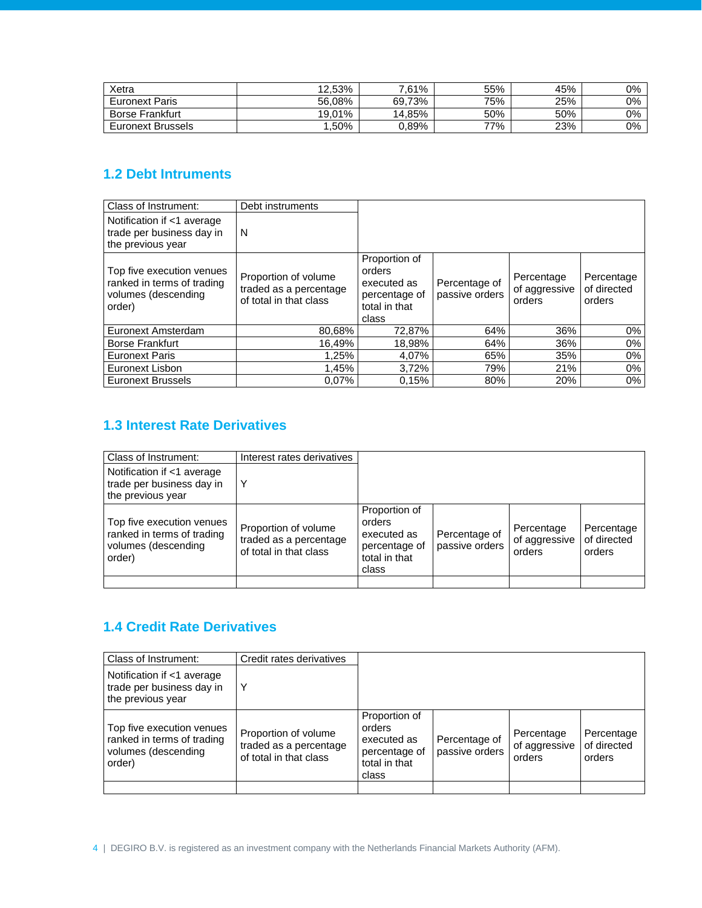| | | | | | |
|---|---|---|---|---|---|
| Xetra | 12,53% | 7,61% | 55% | 45% | 0% |
| Euronext Paris | 56,08% | 69,73% | 75% | 25% | 0% |
| Borse Frankfurt | 19,01% | 14,85% | 50% | 50% | 0% |
| Euronext Brussels | 1,50% | 0,89% | 77% | 23% | 0% |

## 1.2 Debt Intruments

| Class of Instrument: | Debt instruments | | | | |
|---|---|---|---|---|---|
| Notification if <1 average trade per business day in the previous year | N | | | | |
| Top five execution venues ranked in terms of trading volumes (descending order) | Proportion of volume traded as a percentage of total in that class | Proportion of orders executed as percentage of total in that class | Percentage of passive orders | Percentage of aggressive orders | Percentage of directed orders |
| Euronext Amsterdam | 80,68% | 72,87% | 64% | 36% | 0% |
| Borse Frankfurt | 16,49% | 18,98% | 64% | 36% | 0% |
| Euronext Paris | 1,25% | 4,07% | 65% | 35% | 0% |
| Euronext Lisbon | 1,45% | 3,72% | 79% | 21% | 0% |
| Euronext Brussels | 0,07% | 0,15% | 80% | 20% | 0% |

## 1.3 Interest Rate Derivatives

| Class of Instrument: | Interest rates derivatives | | | | |
|---|---|---|---|---|---|
| Notification if <1 average trade per business day in the previous year | Y | | | | |
| Top five execution venues ranked in terms of trading volumes (descending order) | Proportion of volume traded as a percentage of total in that class | Proportion of orders executed as percentage of total in that class | Percentage of passive orders | Percentage of aggressive orders | Percentage of directed orders |
| | | | | | |

## 1.4 Credit Rate Derivatives

| Class of Instrument: | Credit rates derivatives | | | | |
|---|---|---|---|---|---|
| Notification if <1 average trade per business day in the previous year | Y | | | | |
| Top five execution venues ranked in terms of trading volumes (descending order) | Proportion of volume traded as a percentage of total in that class | Proportion of orders executed as percentage of total in that class | Percentage of passive orders | Percentage of aggressive orders | Percentage of directed orders |
| | | | | | |

DEGIRO B.V. is registered as an investment company with the Netherlands Financial Markets Authority (AFM).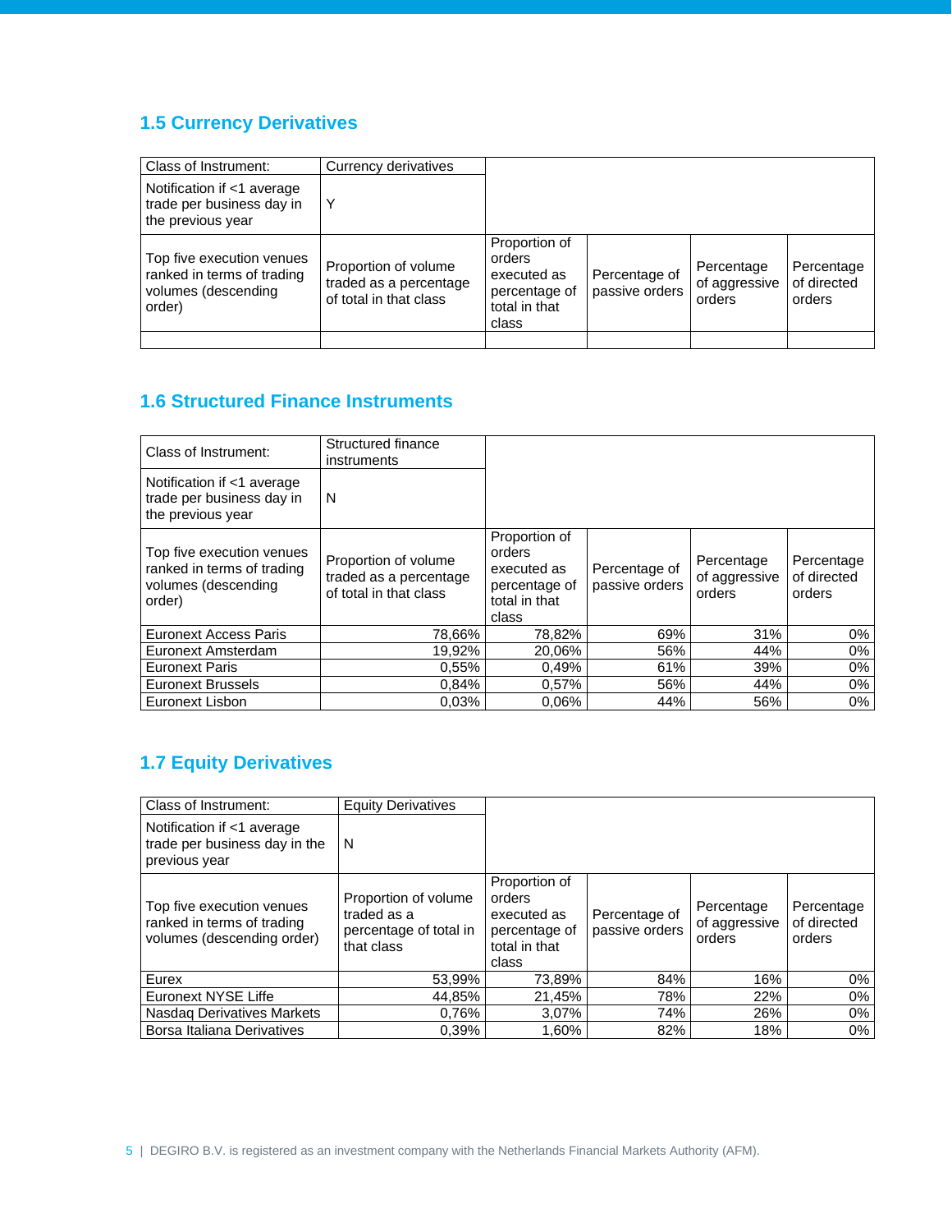## 1.5 Currency Derivatives

| Class of Instrument: | Currency derivatives | | | | |
|---|---|---|---|---|---|
| Notification if <1 average trade per business day in the previous year | Y | | | | |
| Top five execution venues ranked in terms of trading volumes (descending order) | Proportion of volume traded as a percentage of total in that class | Proportion of orders executed as percentage of total in that class | Percentage of passive orders | Percentage of aggressive orders | Percentage of directed orders |
| | | | | | |

## 1.6 Structured Finance Instruments

| Class of Instrument: | Structured finance instruments | | | | |
|---|---|---|---|---|---|
| Notification if <1 average trade per business day in the previous year | N | | | | |
| Top five execution venues ranked in terms of trading volumes (descending order) | Proportion of volume traded as a percentage of total in that class | Proportion of orders executed as percentage of total in that class | Percentage of passive orders | Percentage of aggressive orders | Percentage of directed orders |
| Euronext Access Paris | 78,66% | 78,82% | 69% | 31% | 0% |
| Euronext Amsterdam | 19,92% | 20,06% | 56% | 44% | 0% |
| Euronext Paris | 0,55% | 0,49% | 61% | 39% | 0% |
| Euronext Brussels | 0,84% | 0,57% | 56% | 44% | 0% |
| Euronext Lisbon | 0,03% | 0,06% | 44% | 56% | 0% |

## 1.7 Equity Derivatives

| Class of Instrument: | Equity Derivatives | | | | |
|---|---|---|---|---|---|
| Notification if <1 average trade per business day in the previous year | N | | | | |
| Top five execution venues ranked in terms of trading volumes (descending order) | Proportion of volume traded as a percentage of total in that class | Proportion of orders executed as percentage of total in that class | Percentage of passive orders | Percentage of aggressive orders | Percentage of directed orders |
| Eurex | 53,99% | 73,89% | 84% | 16% | 0% |
| Euronext NYSE Liffe | 44,85% | 21,45% | 78% | 22% | 0% |
| Nasdaq Derivatives Markets | 0,76% | 3,07% | 74% | 26% | 0% |
| Borsa Italiana Derivatives | 0,39% | 1,60% | 82% | 18% | 0% |

DEGIRO B.V. is registered as an investment company with the Netherlands Financial Markets Authority (AFM).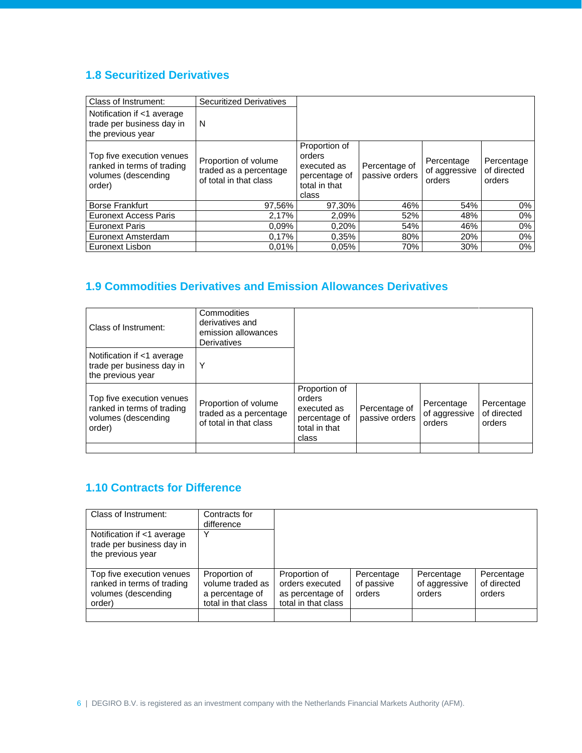## 1.8 Securitized Derivatives

| Class of Instrument: | Securitized Derivatives | | | | |
|---|---|---|---|---|---|
| Notification if <1 average trade per business day in the previous year | N | | | | |
| Top five execution venues ranked in terms of trading volumes (descending order) | Proportion of volume traded as a percentage of total in that class | Proportion of orders executed as percentage of total in that class | Percentage of passive orders | Percentage of aggressive orders | Percentage of directed orders |
| Borse Frankfurt | 97,56% | 97,30% | 46% | 54% | 0% |
| Euronext Access Paris | 2,17% | 2,09% | 52% | 48% | 0% |
| Euronext Paris | 0,09% | 0,20% | 54% | 46% | 0% |
| Euronext Amsterdam | 0,17% | 0,35% | 80% | 20% | 0% |
| Euronext Lisbon | 0,01% | 0,05% | 70% | 30% | 0% |

## 1.9 Commodities Derivatives and Emission Allowances Derivatives

| Class of Instrument: | Commodities derivatives and emission allowances Derivatives | | | | |
|---|---|---|---|---|---|
| Notification if <1 average trade per business day in the previous year | Y | | | | |
| Top five execution venues ranked in terms of trading volumes (descending order) | Proportion of volume traded as a percentage of total in that class | Proportion of orders executed as percentage of total in that class | Percentage of passive orders | Percentage of aggressive orders | Percentage of directed orders |
| | | | | | |

## 1.10 Contracts for Difference

| Class of Instrument: | Contracts for difference | | | | |
|---|---|---|---|---|---|
| Notification if <1 average trade per business day in the previous year | Y | | | | |
| Top five execution venues ranked in terms of trading volumes (descending order) | Proportion of volume traded as a percentage of total in that class | Proportion of orders executed as percentage of total in that class | Percentage of passive orders | Percentage of aggressive orders | Percentage of directed orders |
| | | | | | |

DEGIRO B.V. is registered as an investment company with the Netherlands Financial Markets Authority (AFM).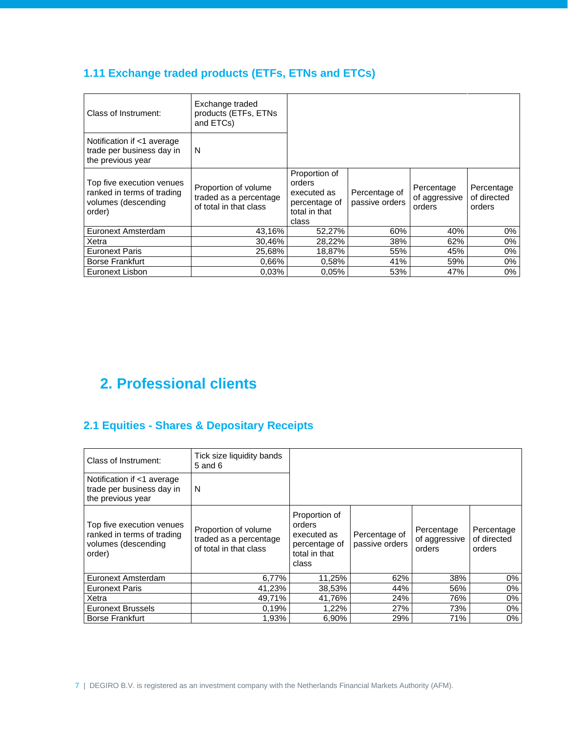### 1.11 Exchange traded products (ETFs, ETNs and ETCs)

| Class of Instrument: | Exchange traded products (ETFs, ETNs and ETCs) | | | | |
|---|---|---|---|---|---|
| Notification if <1 average trade per business day in the previous year | N | | | | |
| Top five execution venues ranked in terms of trading volumes (descending order) | Proportion of volume traded as a percentage of total in that class | Proportion of orders executed as percentage of total in that class | Percentage of passive orders | Percentage of aggressive orders | Percentage of directed orders |
| Euronext Amsterdam | 43,16% | 52,27% | 60% | 40% | 0% |
| Xetra | 30,46% | 28,22% | 38% | 62% | 0% |
| Euronext Paris | 25,68% | 18,87% | 55% | 45% | 0% |
| Borse Frankfurt | 0,66% | 0,58% | 41% | 59% | 0% |
| Euronext Lisbon | 0,03% | 0,05% | 53% | 47% | 0% |

## 2. Professional clients

### 2.1 Equities - Shares & Depositary Receipts

| Class of Instrument: | Tick size liquidity bands 5 and 6 | | | | |
|---|---|---|---|---|---|
| Notification if <1 average trade per business day in the previous year | N | | | | |
| Top five execution venues ranked in terms of trading volumes (descending order) | Proportion of volume traded as a percentage of total in that class | Proportion of orders executed as percentage of total in that class | Percentage of passive orders | Percentage of aggressive orders | Percentage of directed orders |
| Euronext Amsterdam | 6,77% | 11,25% | 62% | 38% | 0% |
| Euronext Paris | 41,23% | 38,53% | 44% | 56% | 0% |
| Xetra | 49,71% | 41,76% | 24% | 76% | 0% |
| Euronext Brussels | 0,19% | 1,22% | 27% | 73% | 0% |
| Borse Frankfurt | 1,93% | 6,90% | 29% | 71% | 0% |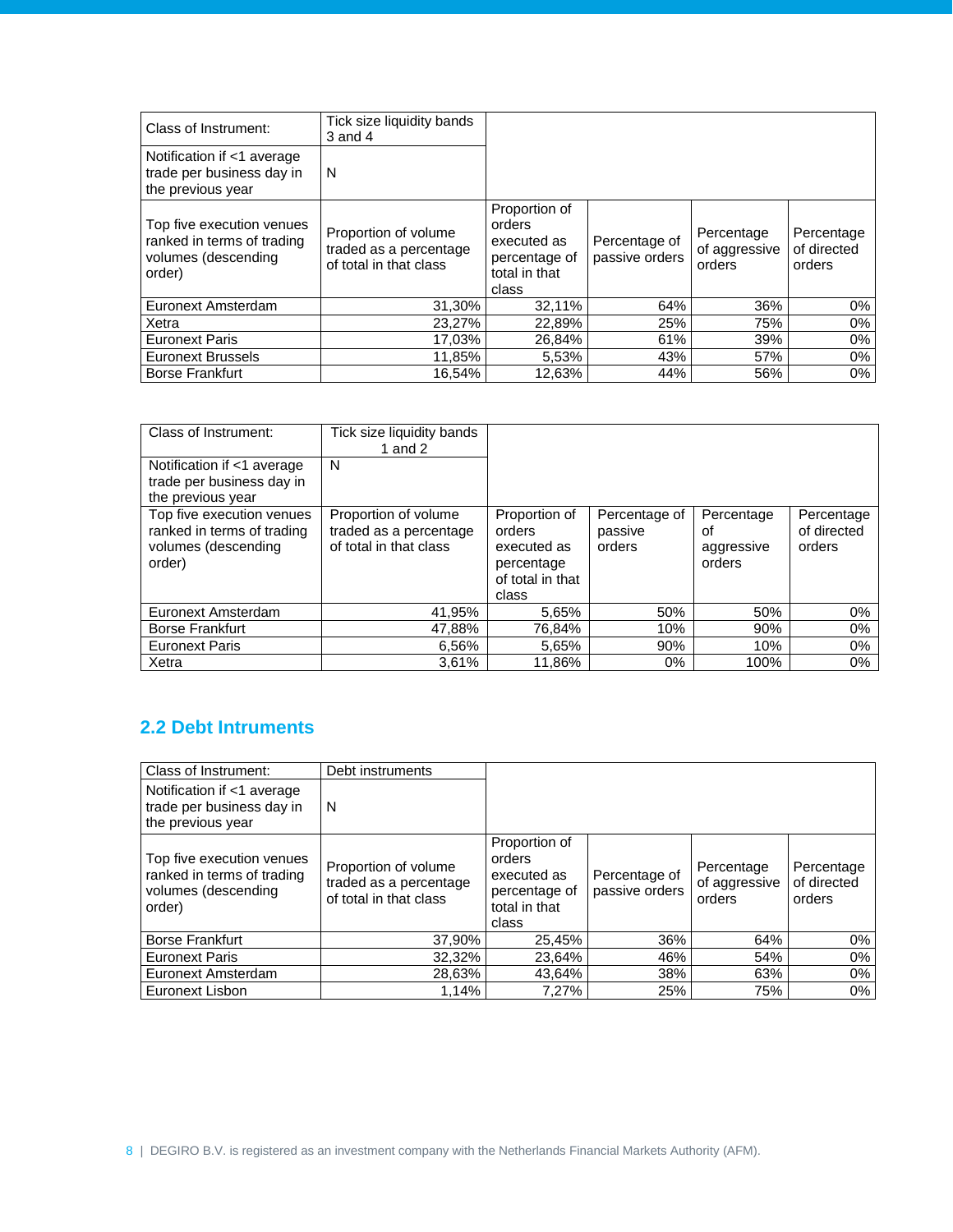| Class of Instrument: | Tick size liquidity bands 3 and 4 | | | | |
|---|---|---|---|---|---|
| Notification if <1 average trade per business day in the previous year | N | | | | |
| Top five execution venues ranked in terms of trading volumes (descending order) | Proportion of volume traded as a percentage of total in that class | Proportion of orders executed as percentage of total in that class | Percentage of passive orders | Percentage of aggressive orders | Percentage of directed orders |
| Euronext Amsterdam | 31,30% | 32,11% | 64% | 36% | 0% |
| Xetra | 23,27% | 22,89% | 25% | 75% | 0% |
| Euronext Paris | 17,03% | 26,84% | 61% | 39% | 0% |
| Euronext Brussels | 11,85% | 5,53% | 43% | 57% | 0% |
| Borse Frankfurt | 16,54% | 12,63% | 44% | 56% | 0% |

| Class of Instrument: | Tick size liquidity bands 1 and 2 | | | | |
|---|---|---|---|---|---|
| Notification if <1 average trade per business day in the previous year | N | | | | |
| Top five execution venues ranked in terms of trading volumes (descending order) | Proportion of volume traded as a percentage of total in that class | Proportion of orders executed as percentage of total in that class | Percentage of passive orders | Percentage of aggressive orders | Percentage of directed orders |
| Euronext Amsterdam | 41,95% | 5,65% | 50% | 50% | 0% |
| Borse Frankfurt | 47,88% | 76,84% | 10% | 90% | 0% |
| Euronext Paris | 6,56% | 5,65% | 90% | 10% | 0% |
| Xetra | 3,61% | 11,86% | 0% | 100% | 0% |

## 2.2 Debt Intruments

| Class of Instrument: | Debt instruments | | | | |
|---|---|---|---|---|---|
| Notification if <1 average trade per business day in the previous year | N | | | | |
| Top five execution venues ranked in terms of trading volumes (descending order) | Proportion of volume traded as a percentage of total in that class | Proportion of orders executed as percentage of total in that class | Percentage of passive orders | Percentage of aggressive orders | Percentage of directed orders |
| Borse Frankfurt | 37,90% | 25,45% | 36% | 64% | 0% |
| Euronext Paris | 32,32% | 23,64% | 46% | 54% | 0% |
| Euronext Amsterdam | 28,63% | 43,64% | 38% | 63% | 0% |
| Euronext Lisbon | 1,14% | 7,27% | 25% | 75% | 0% |

DEGIRO B.V. is registered as an investment company with the Netherlands Financial Markets Authority (AFM).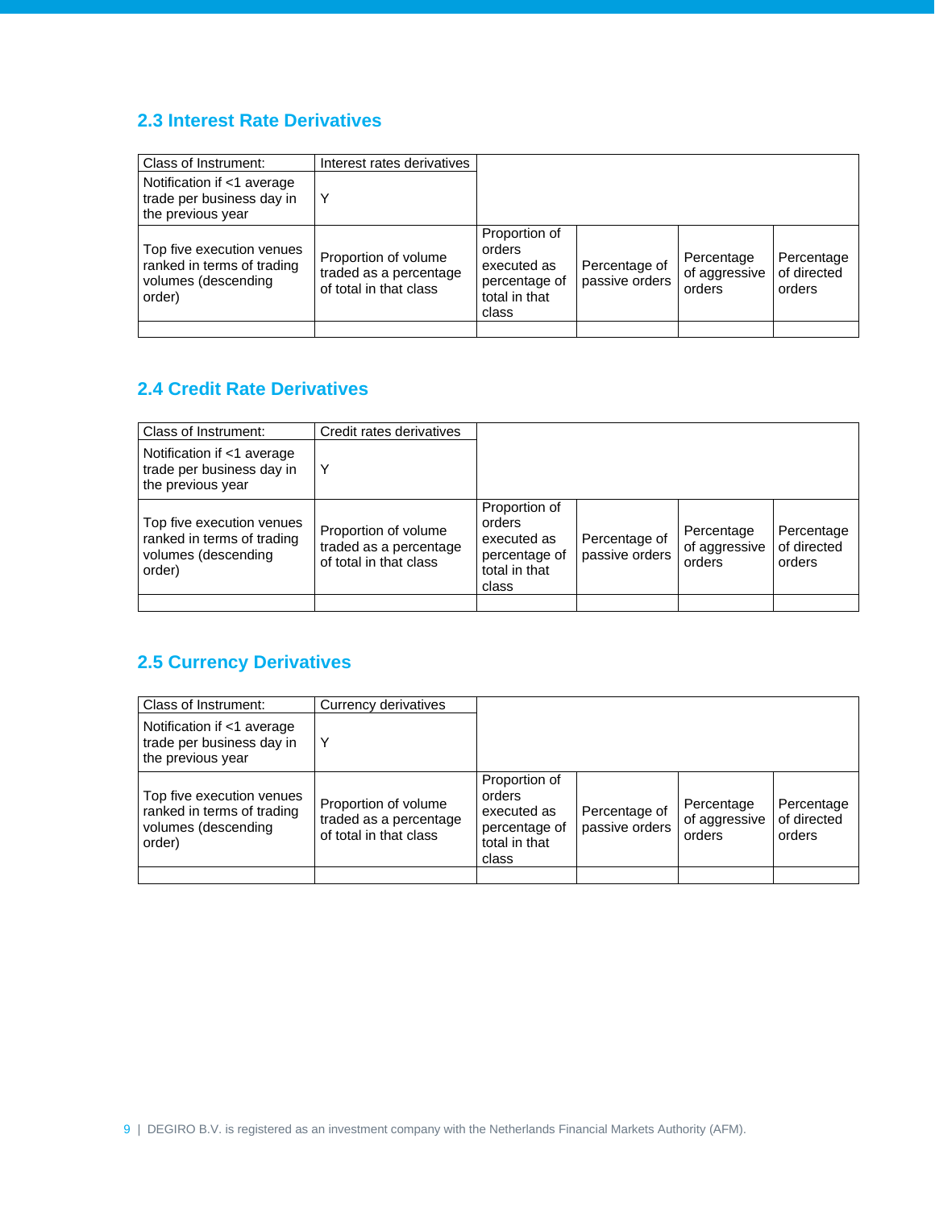## 2.3 Interest Rate Derivatives

| Class of Instrument: | Interest rates derivatives | | | | |
|---|---|---|---|---|---|
| Notification if <1 average trade per business day in the previous year | Y | | | | |
| Top five execution venues ranked in terms of trading volumes (descending order) | Proportion of volume traded as a percentage of total in that class | Proportion of orders executed as percentage of total in that class | Percentage of passive orders | Percentage of aggressive orders | Percentage of directed orders |
| | | | | | |

## 2.4 Credit Rate Derivatives

| Class of Instrument: | Credit rates derivatives | | | | |
|---|---|---|---|---|---|
| Notification if <1 average trade per business day in the previous year | Y | | | | |
| Top five execution venues ranked in terms of trading volumes (descending order) | Proportion of volume traded as a percentage of total in that class | Proportion of orders executed as percentage of total in that class | Percentage of passive orders | Percentage of aggressive orders | Percentage of directed orders |
| | | | | | |

## 2.5 Currency Derivatives

| Class of Instrument: | Currency derivatives | | | | |
|---|---|---|---|---|---|
| Notification if <1 average trade per business day in the previous year | Y | | | | |
| Top five execution venues ranked in terms of trading volumes (descending order) | Proportion of volume traded as a percentage of total in that class | Proportion of orders executed as percentage of total in that class | Percentage of passive orders | Percentage of aggressive orders | Percentage of directed orders |
| | | | | | |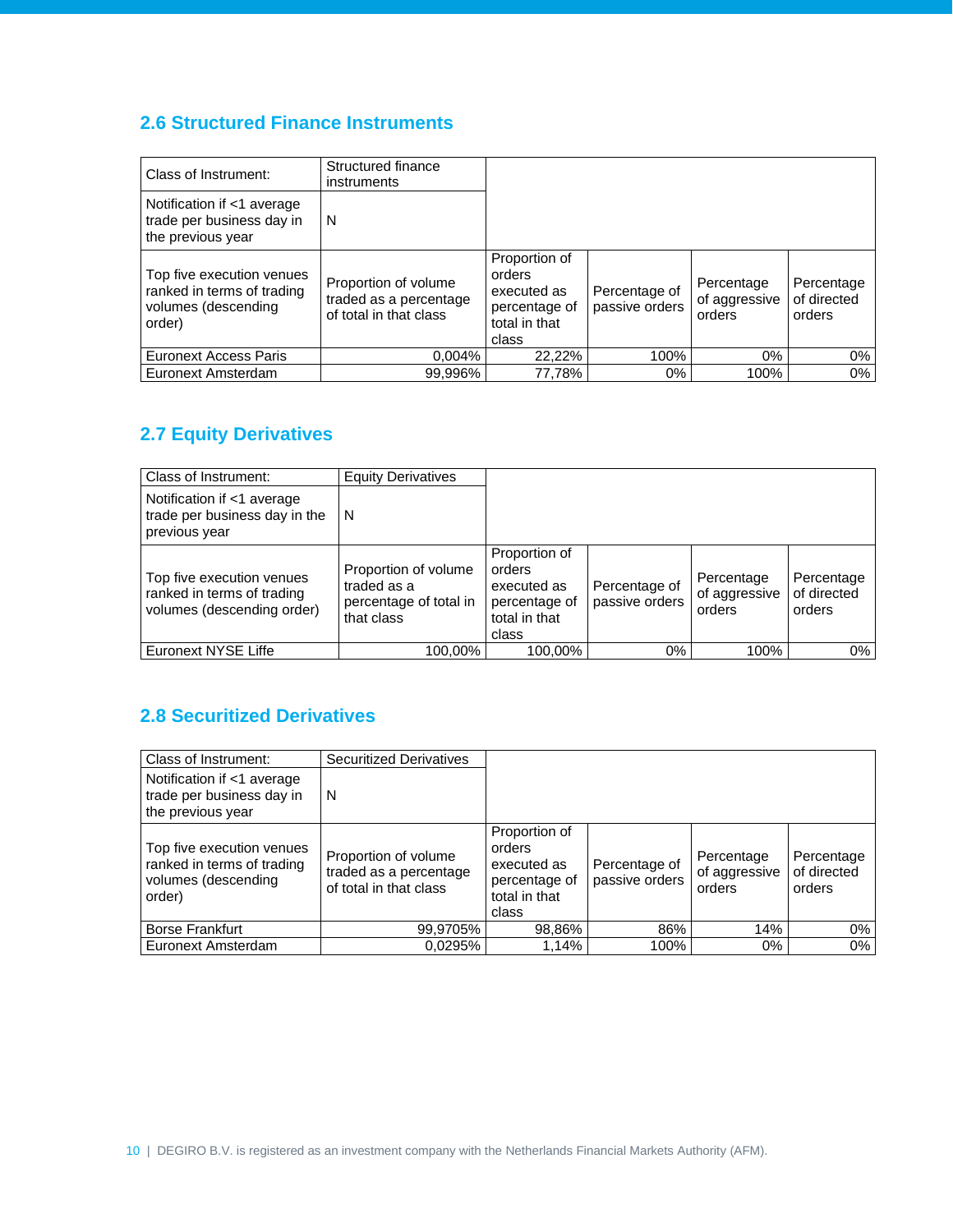## 2.6 Structured Finance Instruments

| Class of Instrument: | Structured finance instruments | | | | |
|---|---|---|---|---|---|
| Notification if <1 average trade per business day in the previous year | N | | | | |
| Top five execution venues ranked in terms of trading volumes (descending order) | Proportion of volume traded as a percentage of total in that class | Proportion of orders executed as percentage of total in that class | Percentage of passive orders | Percentage of aggressive orders | Percentage of directed orders |
| Euronext Access Paris | 0,004% | 22,22% | 100% | 0% | 0% |
| Euronext Amsterdam | 99,996% | 77,78% | 0% | 100% | 0% |

## 2.7 Equity Derivatives

| Class of Instrument: | Equity Derivatives | | | | |
|---|---|---|---|---|---|
| Notification if <1 average trade per business day in the previous year | N | | | | |
| Top five execution venues ranked in terms of trading volumes (descending order) | Proportion of volume traded as a percentage of total in that class | Proportion of orders executed as percentage of total in that class | Percentage of passive orders | Percentage of aggressive orders | Percentage of directed orders |
| Euronext NYSE Liffe | 100,00% | 100,00% | 0% | 100% | 0% |

## 2.8 Securitized Derivatives

| Class of Instrument: | Securitized Derivatives | | | | |
|---|---|---|---|---|---|
| Notification if <1 average trade per business day in the previous year | N | | | | |
| Top five execution venues ranked in terms of trading volumes (descending order) | Proportion of volume traded as a percentage of total in that class | Proportion of orders executed as percentage of total in that class | Percentage of passive orders | Percentage of aggressive orders | Percentage of directed orders |
| Borse Frankfurt | 99,9705% | 98,86% | 86% | 14% | 0% |
| Euronext Amsterdam | 0,0295% | 1,14% | 100% | 0% | 0% |

DEGIRO B.V. is registered as an investment company with the Netherlands Financial Markets Authority (AFM).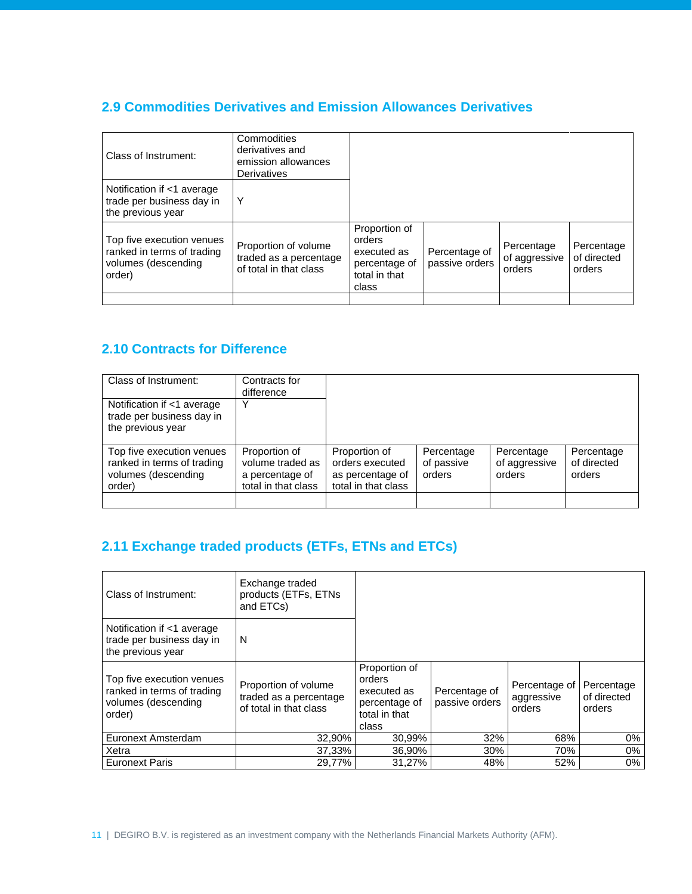## 2.9 Commodities Derivatives and Emission Allowances Derivatives

| Class of Instrument: | Commodities derivatives and emission allowances Derivatives | | | | |
|---|---|---|---|---|---|
| Notification if <1 average trade per business day in the previous year | Y | | | | |
| Top five execution venues ranked in terms of trading volumes (descending order) | Proportion of volume traded as a percentage of total in that class | Proportion of orders executed as percentage of total in that class | Percentage of passive orders | Percentage of aggressive orders | Percentage of directed orders |
| | | | | | |

## 2.10 Contracts for Difference

| Class of Instrument: | Contracts for difference | | | | |
|---|---|---|---|---|---|
| Notification if <1 average trade per business day in the previous year | Y | | | | |
| Top five execution venues ranked in terms of trading volumes (descending order) | Proportion of volume traded as a percentage of total in that class | Proportion of orders executed as percentage of total in that class | Percentage of passive orders | Percentage of aggressive orders | Percentage of directed orders |
| | | | | | |

## 2.11 Exchange traded products (ETFs, ETNs and ETCs)

| Class of Instrument: | Exchange traded products (ETFs, ETNs and ETCs) | | | | |
|---|---|---|---|---|---|
| Notification if <1 average trade per business day in the previous year | N | | | | |
| Top five execution venues ranked in terms of trading volumes (descending order) | Proportion of volume traded as a percentage of total in that class | Proportion of orders executed as percentage of total in that class | Percentage of passive orders | Percentage of aggressive orders | Percentage of directed orders |
| Euronext Amsterdam | 32,90% | 30,99% | 32% | 68% | 0% |
| Xetra | 37,33% | 36,90% | 30% | 70% | 0% |
| Euronext Paris | 29,77% | 31,27% | 48% | 52% | 0% |

DEGIRO B.V. is registered as an investment company with the Netherlands Financial Markets Authority (AFM).